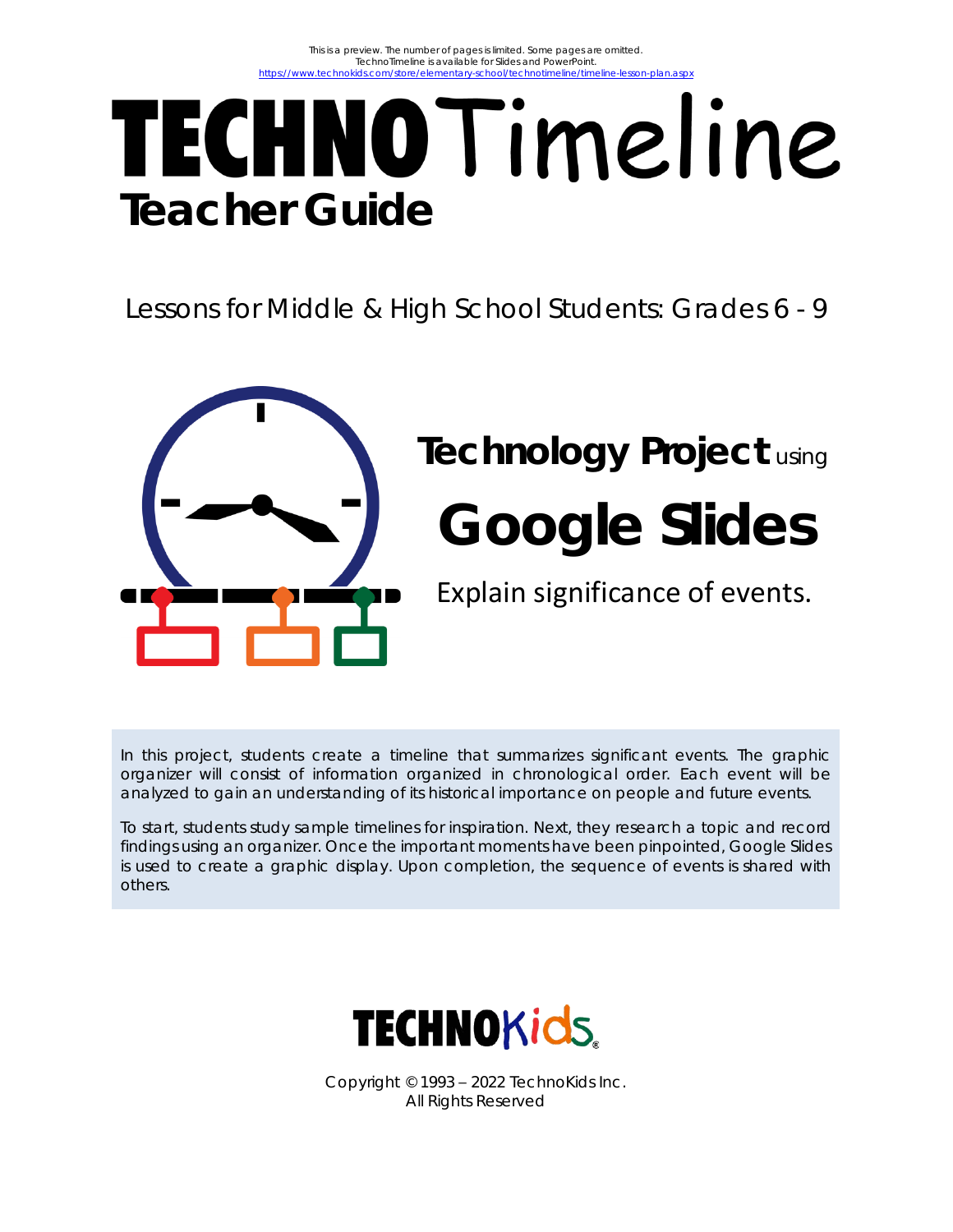This is a preview. The number of pages is limited. Some pages are omitted.
TechnoTimeline is available for Slides and PowerPoint.
https://www.technokids.com/store/elementary-school/technotimeline/timeline-lesson-plan.aspx

# TECHNOTimeline

## Teacher Guide

Lessons for Middle & High School Students: Grades 6 - 9

**Technology Project** using

# Google Slides

Explain significance of events.

In this project, students create a timeline that summarizes significant events. The graphic organizer will consist of information organized in chronological order. Each event will be analyzed to gain an understanding of its historical importance on people and future events.

To start, students study sample timelines for inspiration. Next, they research a topic and record findings using an organizer. Once the important moments have been pinpointed, Google Slides is used to create a graphic display. Upon completion, the sequence of events is shared with others.

TECHNOKids

Copyright © 1993 – 2022 TechnoKids Inc.
All Rights Reserved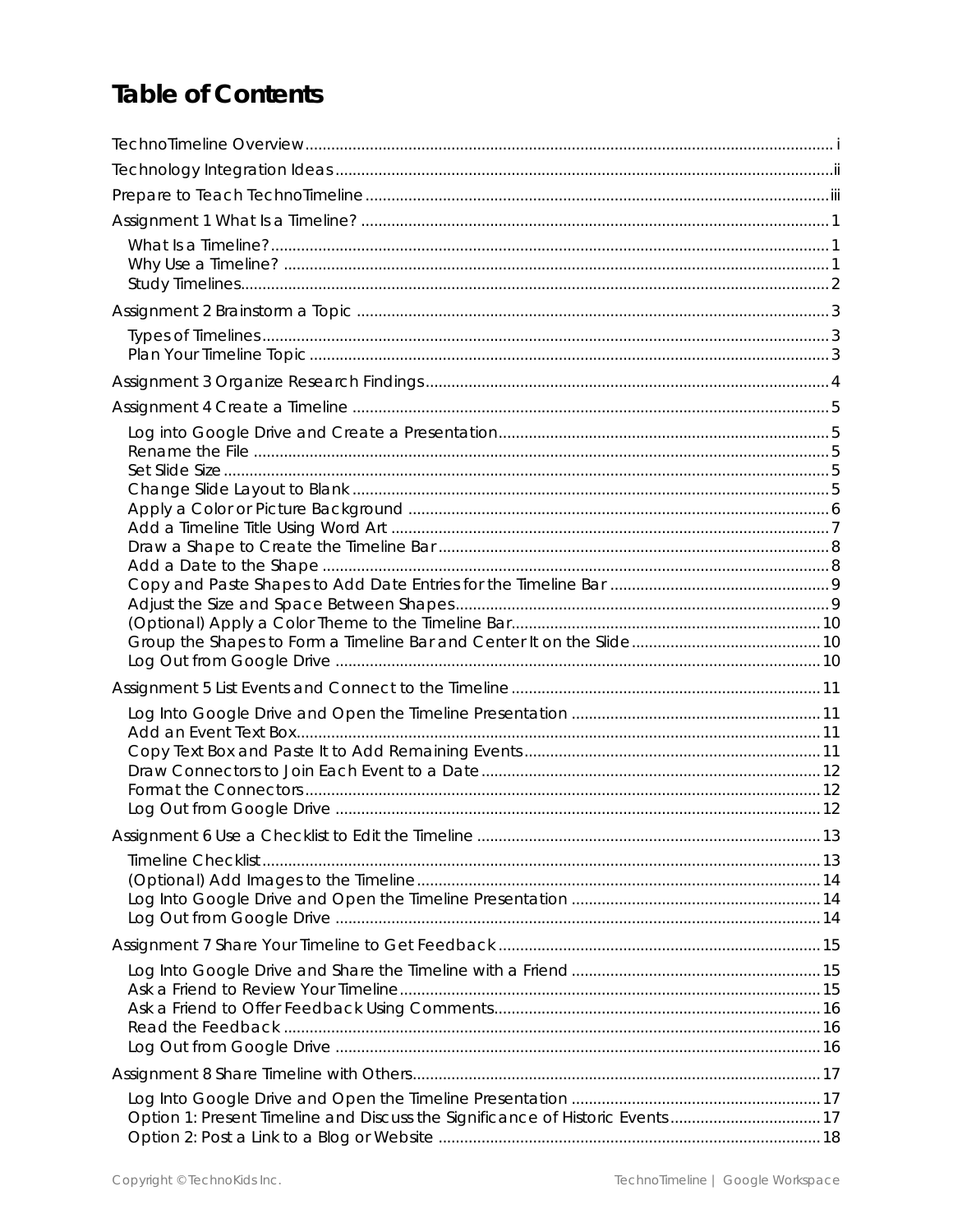# Table of Contents

TechnoTimeline Overview ..... i

Technology Integration Ideas ..... ii

Prepare to Teach TechnoTimeline ..... iii

Assignment 1 What Is a Timeline? ..... 1

- What Is a Timeline? ..... 1
- Why Use a Timeline? ..... 1
- Study Timelines ..... 2

Assignment 2 Brainstorm a Topic ..... 3

- Types of Timelines ..... 3
- Plan Your Timeline Topic ..... 3

Assignment 3 Organize Research Findings ..... 4

Assignment 4 Create a Timeline ..... 5

- Log into Google Drive and Create a Presentation ..... 5
- Rename the File ..... 5
- Set Slide Size ..... 5
- Change Slide Layout to Blank ..... 5
- Apply a Color or Picture Background ..... 6
- Add a Timeline Title Using Word Art ..... 7
- Draw a Shape to Create the Timeline Bar ..... 8
- Add a Date to the Shape ..... 8
- Copy and Paste Shapes to Add Date Entries for the Timeline Bar ..... 9
- Adjust the Size and Space Between Shapes ..... 9
- (Optional) Apply a Color Theme to the Timeline Bar ..... 10
- Group the Shapes to Form a Timeline Bar and Center It on the Slide ..... 10
- Log Out from Google Drive ..... 10

Assignment 5 List Events and Connect to the Timeline ..... 11

- Log Into Google Drive and Open the Timeline Presentation ..... 11
- Add an Event Text Box ..... 11
- Copy Text Box and Paste It to Add Remaining Events ..... 11
- Draw Connectors to Join Each Event to a Date ..... 12
- Format the Connectors ..... 12
- Log Out from Google Drive ..... 12

Assignment 6 Use a Checklist to Edit the Timeline ..... 13

- Timeline Checklist ..... 13
- (Optional) Add Images to the Timeline ..... 14
- Log Into Google Drive and Open the Timeline Presentation ..... 14
- Log Out from Google Drive ..... 14

Assignment 7 Share Your Timeline to Get Feedback ..... 15

- Log Into Google Drive and Share the Timeline with a Friend ..... 15
- Ask a Friend to Review Your Timeline ..... 15
- Ask a Friend to Offer Feedback Using Comments ..... 16
- Read the Feedback ..... 16
- Log Out from Google Drive ..... 16

Assignment 8 Share Timeline with Others ..... 17

- Log Into Google Drive and Open the Timeline Presentation ..... 17
- Option 1: Present Timeline and Discuss the Significance of Historic Events ..... 17
- Option 2: Post a Link to a Blog or Website ..... 18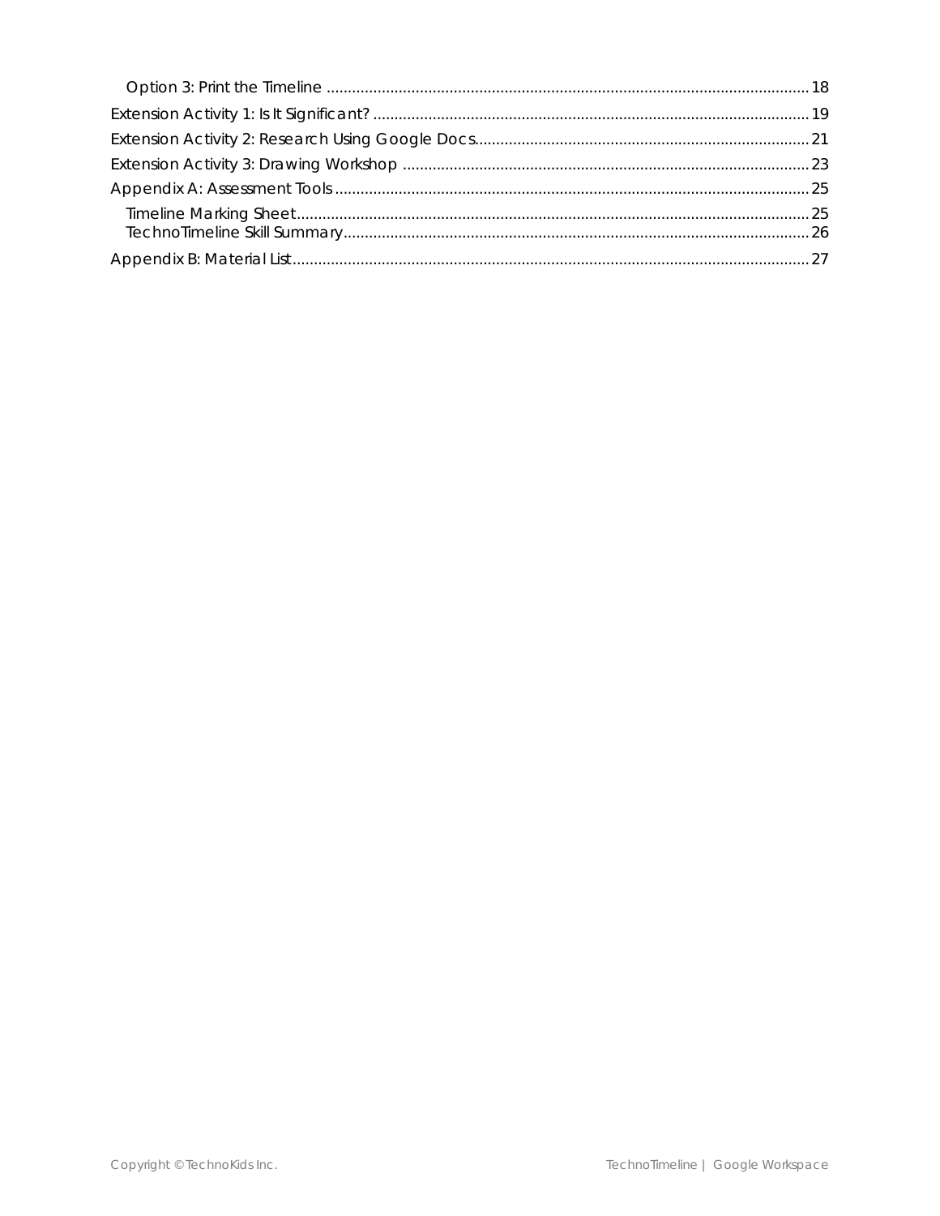Option 3: Print the Timeline ........................................................................................................ 18

Extension Activity 1: Is It Significant? ........................................................................................ 19

Extension Activity 2: Research Using Google Docs.................................................................... 21

Extension Activity 3: Drawing Workshop ................................................................................... 23

Appendix A: Assessment Tools ................................................................................................. 25

Timeline Marking Sheet........................................................................................................... 25

TechnoTimeline Skill Summary................................................................................................ 26

Appendix B: Material List........................................................................................................... 27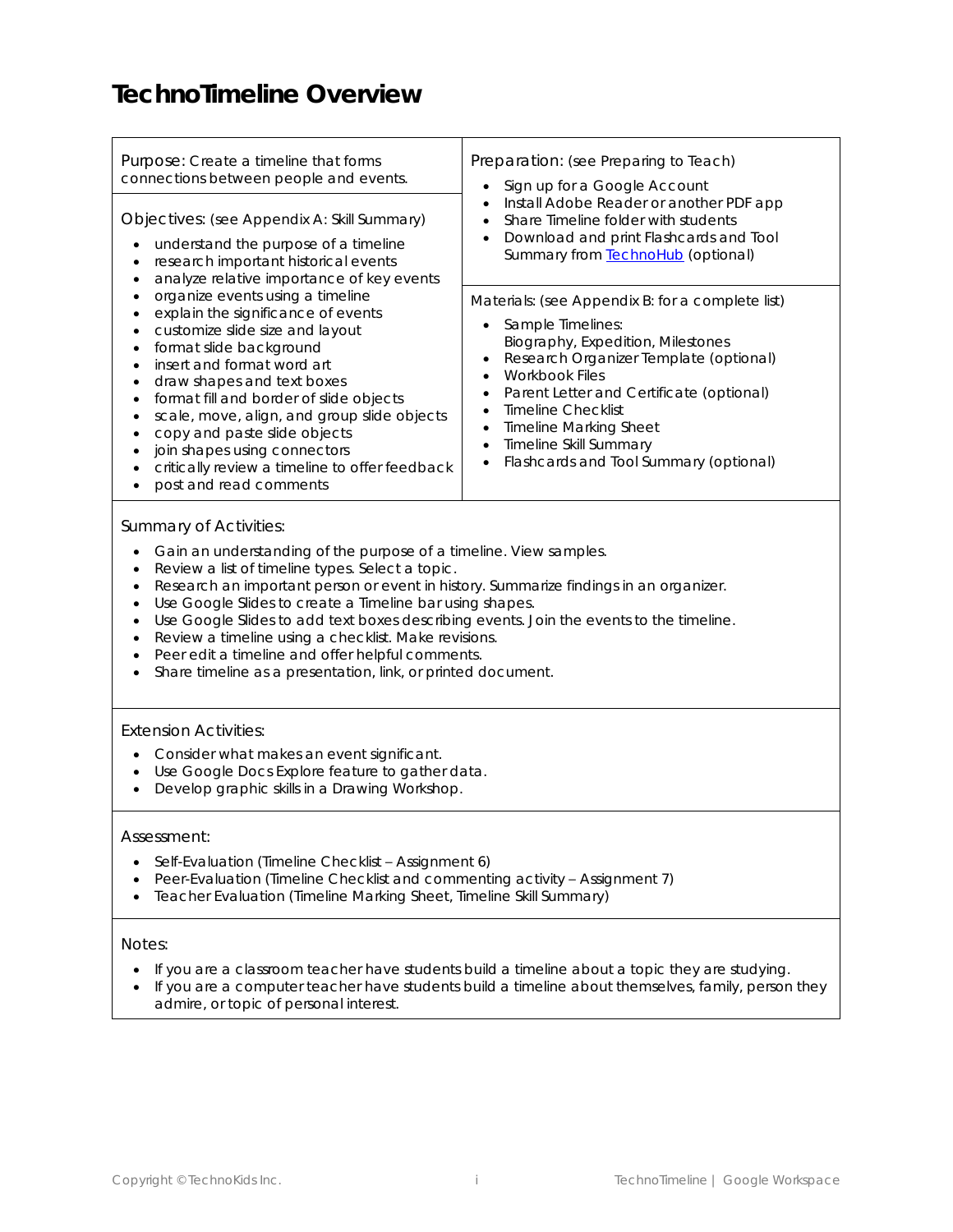# TechnoTimeline Overview

Purpose: Create a timeline that forms connections between people and events.

Objectives: (see Appendix A: Skill Summary)

- understand the purpose of a timeline
- research important historical events
- analyze relative importance of key events
- organize events using a timeline
- explain the significance of events
- customize slide size and layout
- format slide background
- insert and format word art
- draw shapes and text boxes
- format fill and border of slide objects
- scale, move, align, and group slide objects
- copy and paste slide objects
- join shapes using connectors
- critically review a timeline to offer feedback
- post and read comments

Preparation: (see Preparing to Teach)

- Sign up for a Google Account
- Install Adobe Reader or another PDF app
- Share Timeline folder with students
- Download and print Flashcards and Tool Summary from TechnoHub (optional)

Materials: (see Appendix B: for a complete list)

- Sample Timelines:
  Biography, Expedition, Milestones
- Research Organizer Template (optional)
- Workbook Files
- Parent Letter and Certificate (optional)
- Timeline Checklist
- Timeline Marking Sheet
- Timeline Skill Summary
- Flashcards and Tool Summary (optional)

Summary of Activities:

- Gain an understanding of the purpose of a timeline. View samples.
- Review a list of timeline types. Select a topic.
- Research an important person or event in history. Summarize findings in an organizer.
- Use Google Slides to create a Timeline bar using shapes.
- Use Google Slides to add text boxes describing events. Join the events to the timeline.
- Review a timeline using a checklist. Make revisions.
- Peer edit a timeline and offer helpful comments.
- Share timeline as a presentation, link, or printed document.

Extension Activities:

- Consider what makes an event significant.
- Use Google Docs Explore feature to gather data.
- Develop graphic skills in a Drawing Workshop.

Assessment:

- Self-Evaluation (Timeline Checklist – Assignment 6)
- Peer-Evaluation (Timeline Checklist and commenting activity – Assignment 7)
- Teacher Evaluation (Timeline Marking Sheet, Timeline Skill Summary)

Notes:

- If you are a classroom teacher have students build a timeline about a topic they are studying.
- If you are a computer teacher have students build a timeline about themselves, family, person they admire, or topic of personal interest.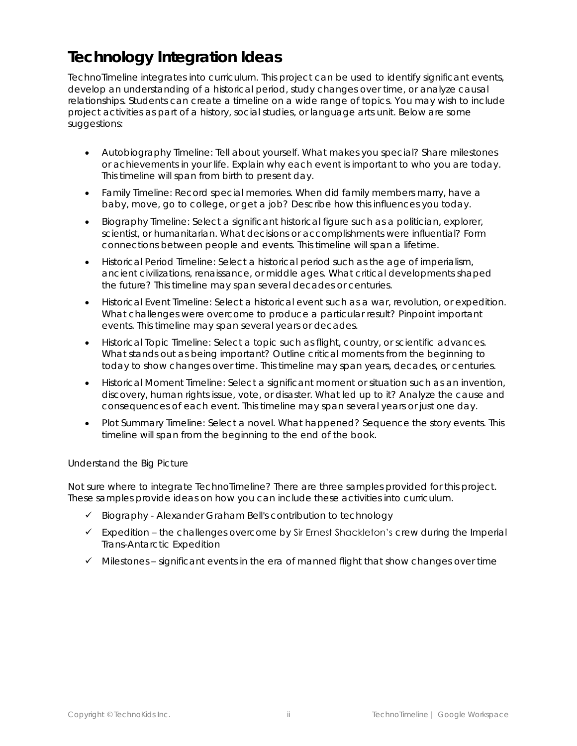# Technology Integration Ideas

TechnoTimeline integrates into curriculum. This project can be used to identify significant events, develop an understanding of a historical period, study changes over time, or analyze causal relationships. Students can create a timeline on a wide range of topics. You may wish to include project activities as part of a history, social studies, or language arts unit. Below are some suggestions:

- Autobiography Timeline: Tell about yourself. What makes you special? Share milestones or achievements in your life. Explain why each event is important to who you are today. This timeline will span from birth to present day.
- Family Timeline: Record special memories. When did family members marry, have a baby, move, go to college, or get a job? Describe how this influences you today.
- Biography Timeline: Select a significant historical figure such as a politician, explorer, scientist, or humanitarian. What decisions or accomplishments were influential? Form connections between people and events. This timeline will span a lifetime.
- Historical Period Timeline: Select a historical period such as the age of imperialism, ancient civilizations, renaissance, or middle ages. What critical developments shaped the future? This timeline may span several decades or centuries.
- Historical Event Timeline: Select a historical event such as a war, revolution, or expedition. What challenges were overcome to produce a particular result? Pinpoint important events. This timeline may span several years or decades.
- Historical Topic Timeline: Select a topic such as flight, country, or scientific advances. What stands out as being important? Outline critical moments from the beginning to today to show changes over time. This timeline may span years, decades, or centuries.
- Historical Moment Timeline: Select a significant moment or situation such as an invention, discovery, human rights issue, vote, or disaster. What led up to it? Analyze the cause and consequences of each event. This timeline may span several years or just one day.
- Plot Summary Timeline: Select a novel. What happened? Sequence the story events. This timeline will span from the beginning to the end of the book.

Understand the Big Picture

Not sure where to integrate TechnoTimeline? There are three samples provided for this project. These samples provide ideas on how you can include these activities into curriculum.

- ✓ Biography - Alexander Graham Bell's contribution to technology
- ✓ Expedition – the challenges overcome by Sir Ernest Shackleton's crew during the Imperial Trans-Antarctic Expedition
- ✓ Milestones – significant events in the era of manned flight that show changes over time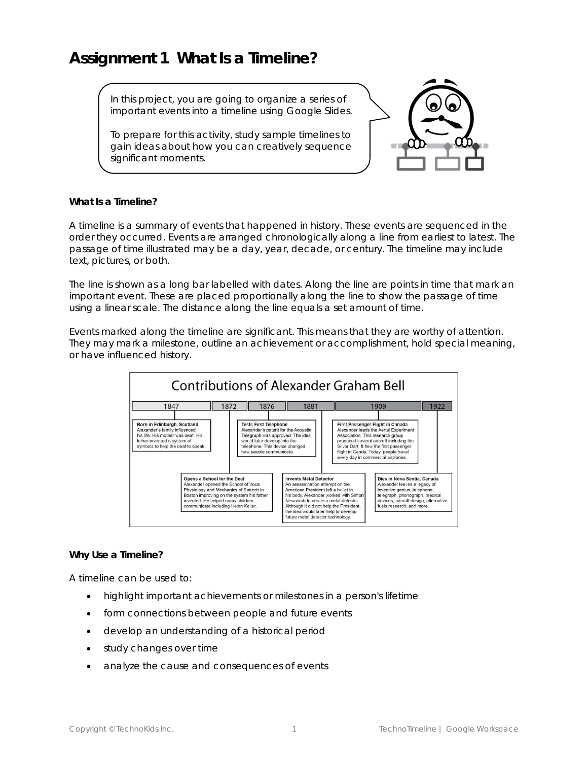# Assignment 1 What Is a Timeline?

In this project, you are going to organize a series of important events into a timeline using Google Slides.

To prepare for this activity, study sample timelines to gain ideas about how you can creatively sequence significant moments.

**What Is a Timeline?**

A timeline is a summary of events that happened in history. These events are sequenced in the order they occurred. Events are arranged chronologically along a line from earliest to latest. The passage of time illustrated may be a day, year, decade, or century. The timeline may include text, pictures, or both.

The line is shown as a long bar labelled with dates. Along the line are points in time that mark an important event. These are placed proportionally along the line to show the passage of time using a linear scale. The distance along the line equals a set amount of time.

Events marked along the timeline are significant. This means that they are worthy of attention. They may mark a milestone, outline an achievement or accomplishment, hold special meaning, or have influenced history.

**Contributions of Alexander Graham Bell**

1847 | 1872 | 1876 | 1881 | 1909 | 1922

**Born in Edinburgh, Scotland**
Alexander's family influenced his life. His mother was deaf. His father invented a system of symbols to help the deaf to speak.

**Opens a School for the Deaf**
Alexander opened the School of Vocal Physiology and Mechanics of Speech in Boston improving on the system his father invented. He helped many children communicate including Helen Keller.

**Tests First Telephone**
Alexander's patent for the Acoustic Telegraph was approved. The idea would later develop into the telephone. This device changed how people communicate.

**Invents Metal Detector**
An assassination attempt on the American President left a bullet in his body. Alexander worked with Simon Newcomb to create a metal detector. Although it did not help the President, the idea would later help to develop future metal detector technology.

**First Passenger Flight in Canada**
Alexander leads the Aerial Experiment Association. This research group produced several aircraft including the Silver Dart. It flew the first passenger flight in Canda. Today, people travel every day in commercial airplanes.

**Dies in Nova Scotia, Canada**
Alexander leaves a legacy of inventive genius: telephone, telegraph, phonograph, medical devices, aircraft design, alternative fuels research, and more.

**Why Use a Timeline?**

A timeline can be used to:

- highlight important achievements or milestones in a person's lifetime
- form connections between people and future events
- develop an understanding of a historical period
- study changes over time
- analyze the cause and consequences of events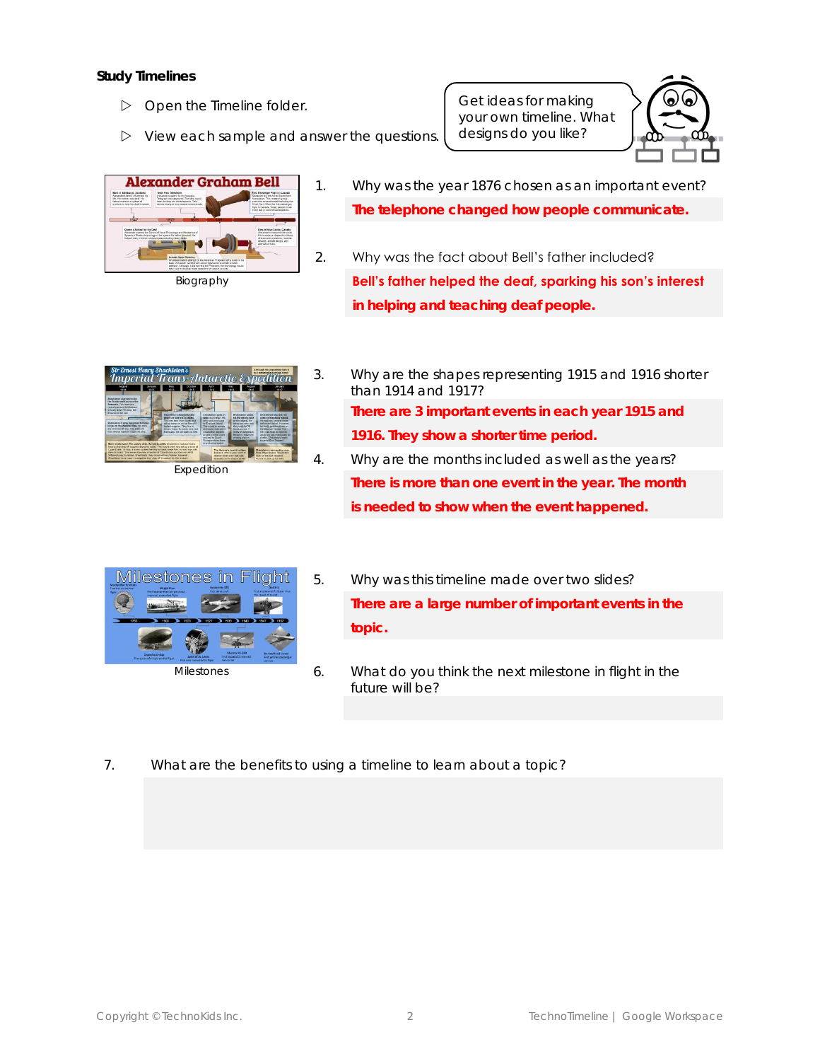**Study Timelines**

- ▷ Open the Timeline folder.
- ▷ View each sample and answer the questions.

Get ideas for making your own timeline. What designs do you like?

Biography

1. Why was the year 1876 chosen as an important event?

   **The telephone changed how people communicate.**

2. Why was the fact about Bell's father included?

   **Bell's father helped the deaf, sparking his son's interest in helping and teaching deaf people.**

Expedition

3. Why are the shapes representing 1915 and 1916 shorter than 1914 and 1917?

   **There are 3 important events in each year 1915 and 1916. They show a shorter time period.**

4. Why are the months included as well as the years?

   **There is more than one event in the year. The month is needed to show when the event happened.**

Milestones

5. Why was this timeline made over two slides?

   **There are a large number of important events in the topic.**

6. What do you think the next milestone in flight in the future will be?

7. What are the benefits to using a timeline to learn about a topic?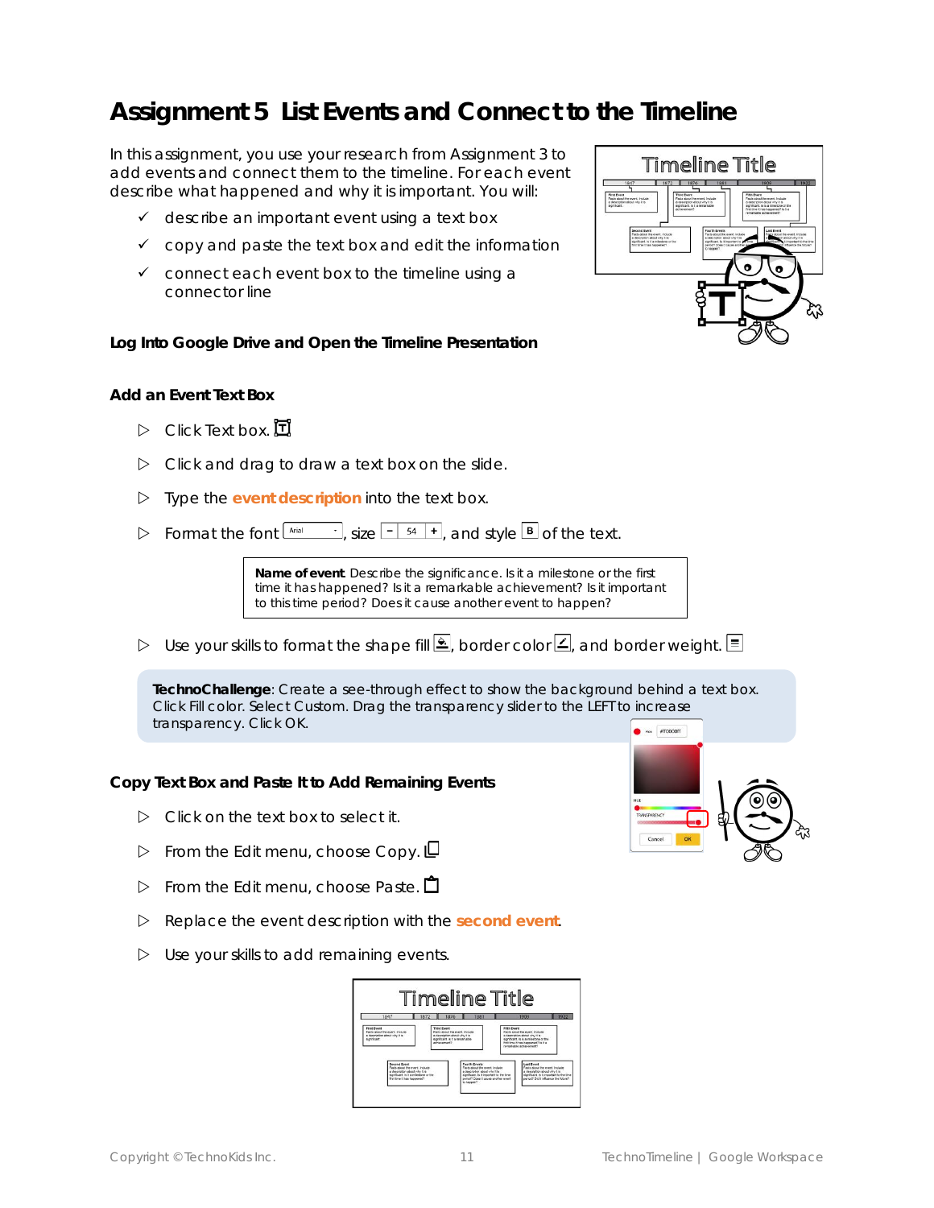# Assignment 5 List Events and Connect to the Timeline

In this assignment, you use your research from Assignment 3 to add events and connect them to the timeline. For each event describe what happened and why it is important. You will:

- ✓ describe an important event using a text box
- ✓ copy and paste the text box and edit the information
- ✓ connect each event box to the timeline using a connector line

### Log Into Google Drive and Open the Timeline Presentation

### Add an Event Text Box

- ▷ Click Text box.
- ▷ Click and drag to draw a text box on the slide.
- ▷ Type the **event description** into the text box.
- ▷ Format the font, size, and style of the text.

> **Name of event**. Describe the significance. Is it a milestone or the first time it has happened? Is it a remarkable achievement? Is it important to this time period? Does it cause another event to happen?

- ▷ Use your skills to format the shape fill, border color, and border weight.

> **TechnoChallenge**: Create a see-through effect to show the background behind a text box. Click Fill color. Select Custom. Drag the transparency slider to the LEFT to increase transparency. Click OK.

### Copy Text Box and Paste It to Add Remaining Events

- ▷ Click on the text box to select it.
- ▷ From the Edit menu, choose Copy.
- ▷ From the Edit menu, choose Paste.
- ▷ Replace the event description with the **second event**.
- ▷ Use your skills to add remaining events.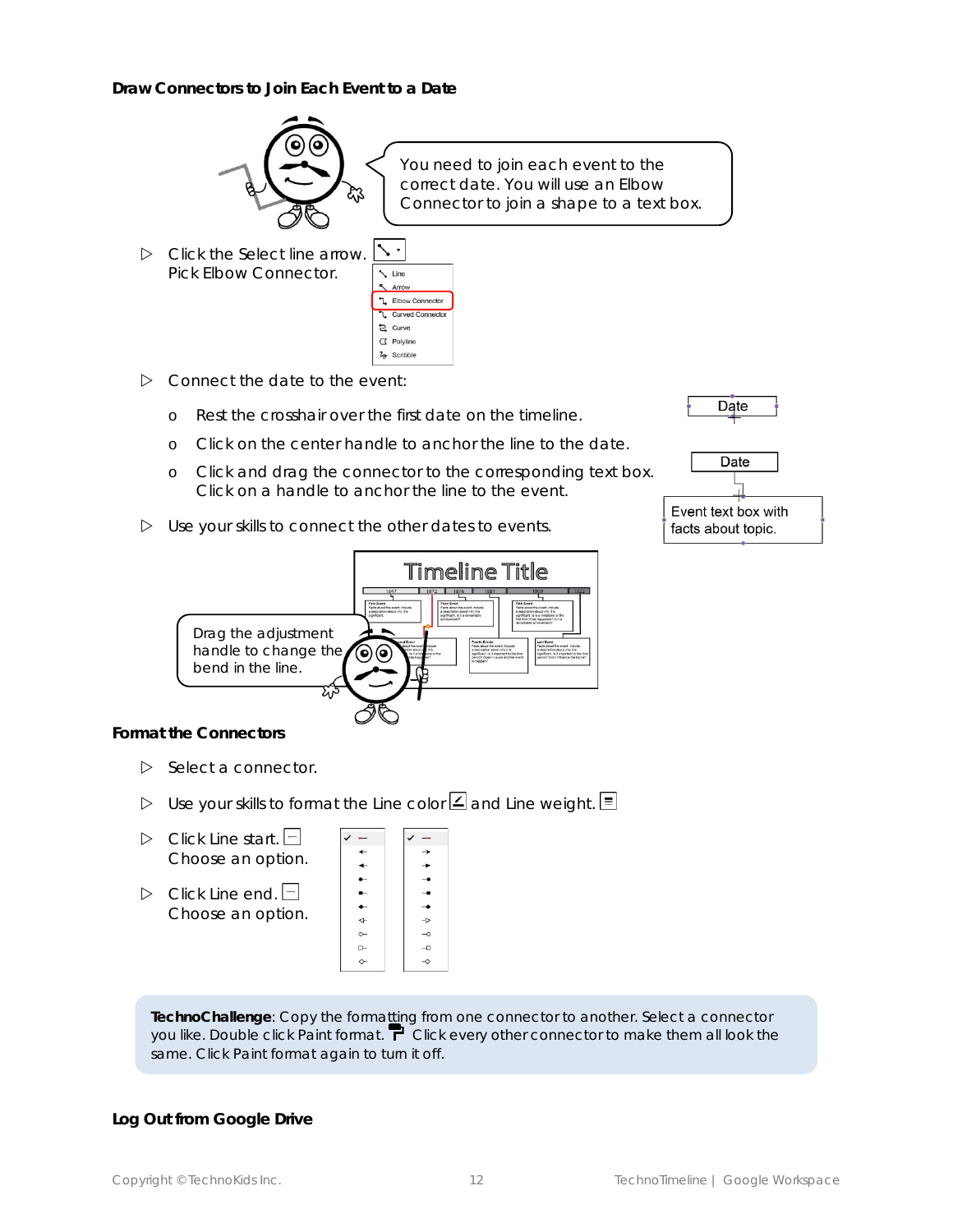### Draw Connectors to Join Each Event to a Date

You need to join each event to the correct date. You will use an Elbow Connector to join a shape to a text box.

- Click the Select line arrow. Pick Elbow Connector.
- Connect the date to the event:
  - Rest the crosshair over the first date on the timeline.
  - Click on the center handle to anchor the line to the date.
  - Click and drag the connector to the corresponding text box. Click on a handle to anchor the line to the event.
- Use your skills to connect the other dates to events.

Drag the adjustment handle to change the bend in the line.

### Format the Connectors

- Select a connector.
- Use your skills to format the Line color and Line weight.
- Click Line start. Choose an option.
- Click Line end. Choose an option.

**TechnoChallenge**: Copy the formatting from one connector to another. Select a connector you like. Double click Paint format. Click every other connector to make them all look the same. Click Paint format again to turn it off.

### Log Out from Google Drive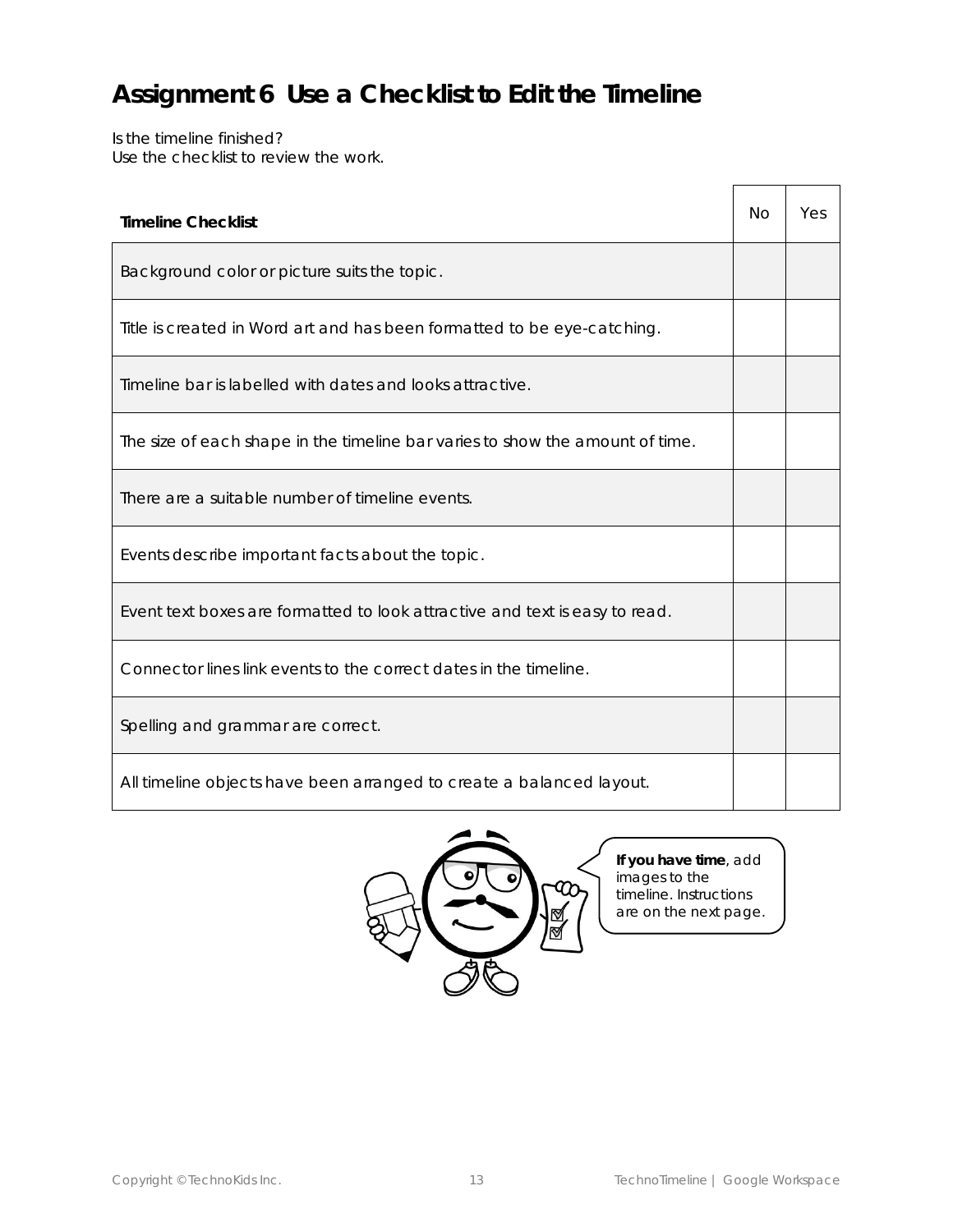# Assignment 6 Use a Checklist to Edit the Timeline

Is the timeline finished?
Use the checklist to review the work.

| **Timeline Checklist** | No | Yes |
|---|---|---|
| Background color or picture suits the topic. | | |
| Title is created in Word art and has been formatted to be eye-catching. | | |
| Timeline bar is labelled with dates and looks attractive. | | |
| The size of each shape in the timeline bar varies to show the amount of time. | | |
| There are a suitable number of timeline events. | | |
| Events describe important facts about the topic. | | |
| Event text boxes are formatted to look attractive and text is easy to read. | | |
| Connector lines link events to the correct dates in the timeline. | | |
| Spelling and grammar are correct. | | |
| All timeline objects have been arranged to create a balanced layout. | | |

**If you have time**, add images to the timeline. Instructions are on the next page.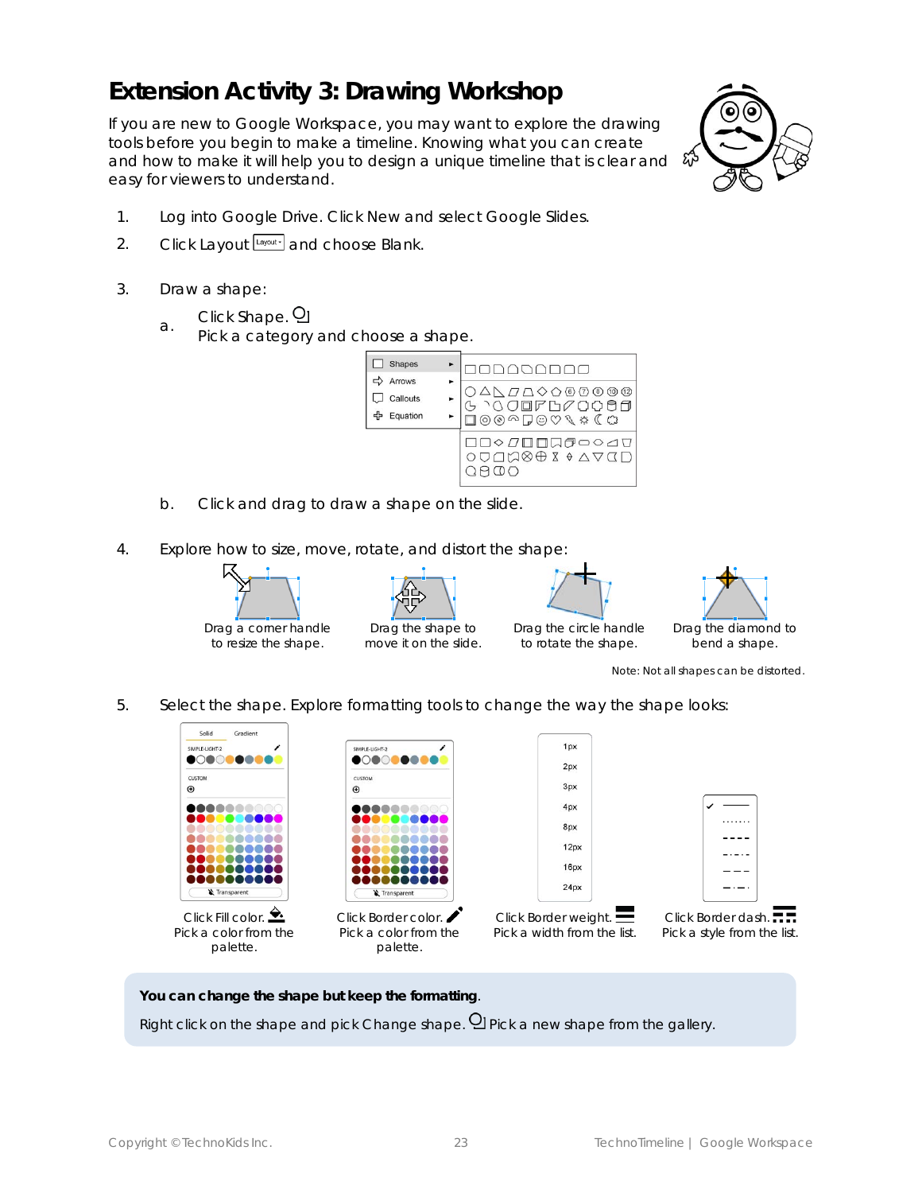# Extension Activity 3: Drawing Workshop

If you are new to Google Workspace, you may want to explore the drawing tools before you begin to make a timeline. Knowing what you can create and how to make it will help you to design a unique timeline that is clear and easy for viewers to understand.

1. Log into Google Drive. Click New and select Google Slides.
2. Click Layout and choose Blank.
3. Draw a shape:
   a. Click Shape. Pick a category and choose a shape.
   b. Click and drag to draw a shape on the slide.
4. Explore how to size, move, rotate, and distort the shape:

Drag a corner handle to resize the shape.

Drag the shape to move it on the slide.

Drag the circle handle to rotate the shape.

Drag the diamond to bend a shape.

Note: Not all shapes can be distorted.

5. Select the shape. Explore formatting tools to change the way the shape looks:

Click Fill color. Pick a color from the palette.

Click Border color. Pick a color from the palette.

Click Border weight. Pick a width from the list.

Click Border dash. Pick a style from the list.

**You can change the shape but keep the formatting.**

Right click on the shape and pick Change shape. Pick a new shape from the gallery.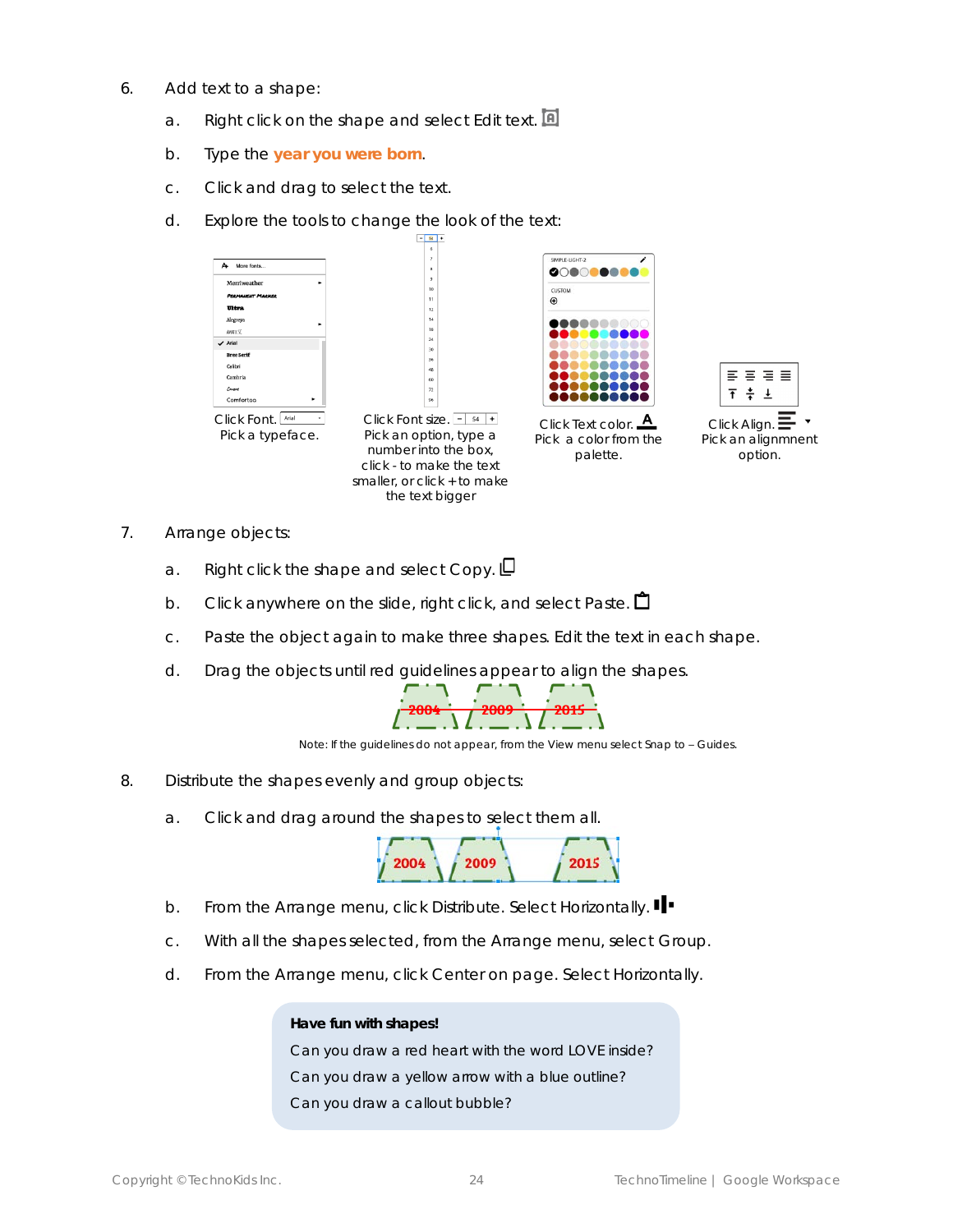6. Add text to a shape:

   a. Right click on the shape and select Edit text.

   b. Type the **year you were born**.

   c. Click and drag to select the text.

   d. Explore the tools to change the look of the text:

Click Font. Pick a typeface.

Click Font size. Pick an option, type a number into the box, click - to make the text smaller, or click + to make the text bigger

Click Text color. Pick a color from the palette.

Click Align. Pick an alignmnent option.

7. Arrange objects:

   a. Right click the shape and select Copy.

   b. Click anywhere on the slide, right click, and select Paste.

   c. Paste the object again to make three shapes. Edit the text in each shape.

   d. Drag the objects until red guidelines appear to align the shapes.

Note: If the guidelines do not appear, from the View menu select Snap to – Guides.

8. Distribute the shapes evenly and group objects:

   a. Click and drag around the shapes to select them all.

   b. From the Arrange menu, click Distribute. Select Horizontally.

   c. With all the shapes selected, from the Arrange menu, select Group.

   d. From the Arrange menu, click Center on page. Select Horizontally.

**Have fun with shapes!**

Can you draw a red heart with the word LOVE inside?

Can you draw a yellow arrow with a blue outline?

Can you draw a callout bubble?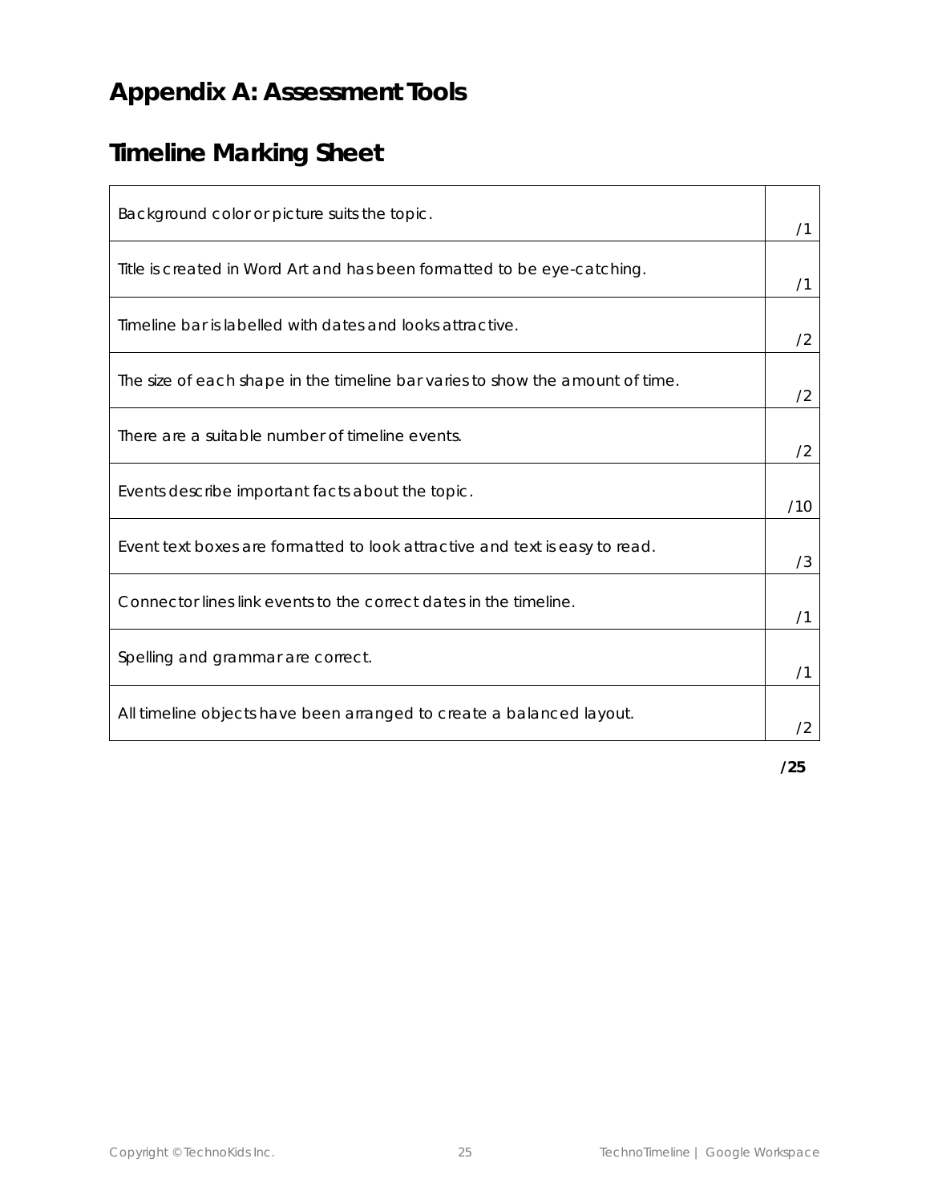# Appendix A: Assessment Tools

## Timeline Marking Sheet

| | |
|---|---|
| Background color or picture suits the topic. | /1 |
| Title is created in Word Art and has been formatted to be eye-catching. | /1 |
| Timeline bar is labelled with dates and looks attractive. | /2 |
| The size of each shape in the timeline bar varies to show the amount of time. | /2 |
| There are a suitable number of timeline events. | /2 |
| Events describe important facts about the topic. | /10 |
| Event text boxes are formatted to look attractive and text is easy to read. | /3 |
| Connector lines link events to the correct dates in the timeline. | /1 |
| Spelling and grammar are correct. | /1 |
| All timeline objects have been arranged to create a balanced layout. | /2 |

**/25**